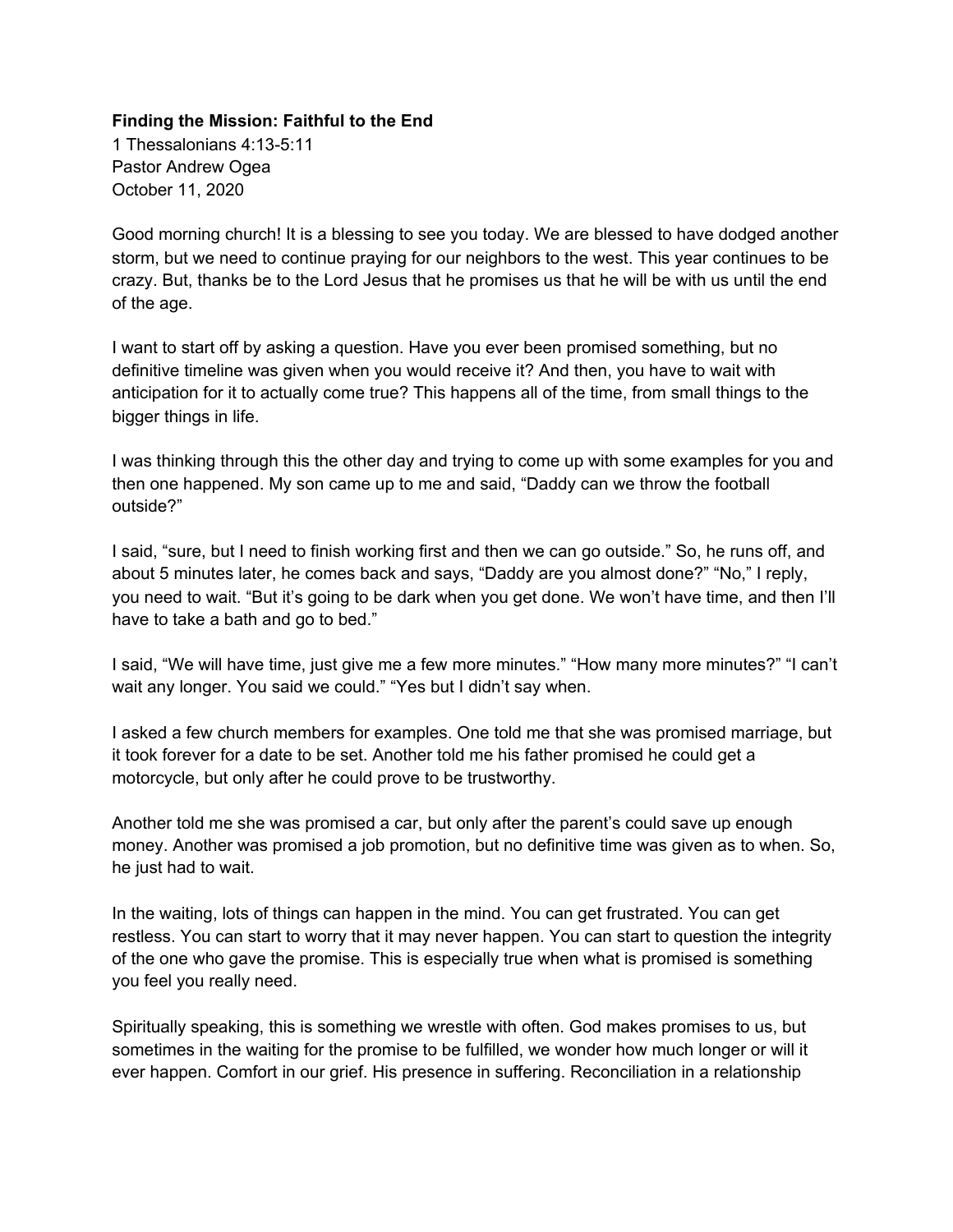**Finding the Mission: Faithful to the End**

1 Thessalonians 4:13-5:11
Pastor Andrew Ogea
October 11, 2020

Good morning church! It is a blessing to see you today. We are blessed to have dodged another storm, but we need to continue praying for our neighbors to the west. This year continues to be crazy. But, thanks be to the Lord Jesus that he promises us that he will be with us until the end of the age.

I want to start off by asking a question. Have you ever been promised something, but no definitive timeline was given when you would receive it? And then, you have to wait with anticipation for it to actually come true? This happens all of the time, from small things to the bigger things in life.

I was thinking through this the other day and trying to come up with some examples for you and then one happened. My son came up to me and said, "Daddy can we throw the football outside?"

I said, "sure, but I need to finish working first and then we can go outside." So, he runs off, and about 5 minutes later, he comes back and says, "Daddy are you almost done?" "No," I reply, you need to wait. "But it's going to be dark when you get done. We won't have time, and then I'll have to take a bath and go to bed."

I said, "We will have time, just give me a few more minutes." "How many more minutes?" "I can't wait any longer. You said we could." "Yes but I didn't say when.

I asked a few church members for examples. One told me that she was promised marriage, but it took forever for a date to be set. Another told me his father promised he could get a motorcycle, but only after he could prove to be trustworthy.

Another told me she was promised a car, but only after the parent's could save up enough money. Another was promised a job promotion, but no definitive time was given as to when. So, he just had to wait.

In the waiting, lots of things can happen in the mind. You can get frustrated. You can get restless. You can start to worry that it may never happen. You can start to question the integrity of the one who gave the promise. This is especially true when what is promised is something you feel you really need.

Spiritually speaking, this is something we wrestle with often. God makes promises to us, but sometimes in the waiting for the promise to be fulfilled, we wonder how much longer or will it ever happen. Comfort in our grief. His presence in suffering. Reconciliation in a relationship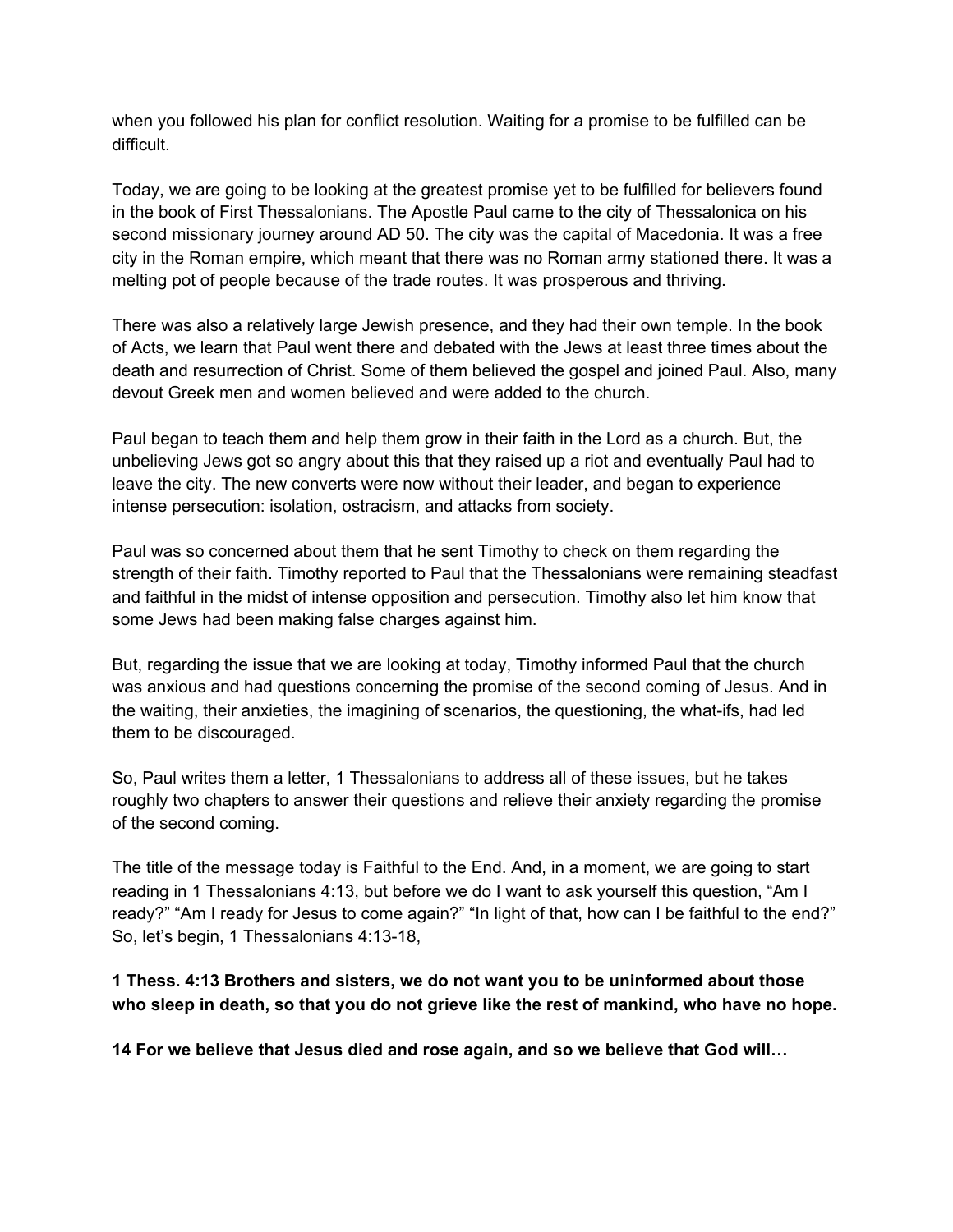when you followed his plan for conflict resolution. Waiting for a promise to be fulfilled can be difficult.

Today, we are going to be looking at the greatest promise yet to be fulfilled for believers found in the book of First Thessalonians. The Apostle Paul came to the city of Thessalonica on his second missionary journey around AD 50. The city was the capital of Macedonia. It was a free city in the Roman empire, which meant that there was no Roman army stationed there. It was a melting pot of people because of the trade routes. It was prosperous and thriving.

There was also a relatively large Jewish presence, and they had their own temple. In the book of Acts, we learn that Paul went there and debated with the Jews at least three times about the death and resurrection of Christ. Some of them believed the gospel and joined Paul. Also, many devout Greek men and women believed and were added to the church.

Paul began to teach them and help them grow in their faith in the Lord as a church. But, the unbelieving Jews got so angry about this that they raised up a riot and eventually Paul had to leave the city. The new converts were now without their leader, and began to experience intense persecution: isolation, ostracism, and attacks from society.

Paul was so concerned about them that he sent Timothy to check on them regarding the strength of their faith. Timothy reported to Paul that the Thessalonians were remaining steadfast and faithful in the midst of intense opposition and persecution. Timothy also let him know that some Jews had been making false charges against him.

But, regarding the issue that we are looking at today, Timothy informed Paul that the church was anxious and had questions concerning the promise of the second coming of Jesus. And in the waiting, their anxieties, the imagining of scenarios, the questioning, the what-ifs, had led them to be discouraged.

So, Paul writes them a letter, 1 Thessalonians to address all of these issues, but he takes roughly two chapters to answer their questions and relieve their anxiety regarding the promise of the second coming.

The title of the message today is Faithful to the End. And, in a moment, we are going to start reading in 1 Thessalonians 4:13, but before we do I want to ask yourself this question, “Am I ready?” “Am I ready for Jesus to come again?” “In light of that, how can I be faithful to the end?” So, let’s begin, 1 Thessalonians 4:13-18,

**1 Thess. 4:13 Brothers and sisters, we do not want you to be uninformed about those who sleep in death, so that you do not grieve like the rest of mankind, who have no hope.**

**14 For we believe that Jesus died and rose again, and so we believe that God will…**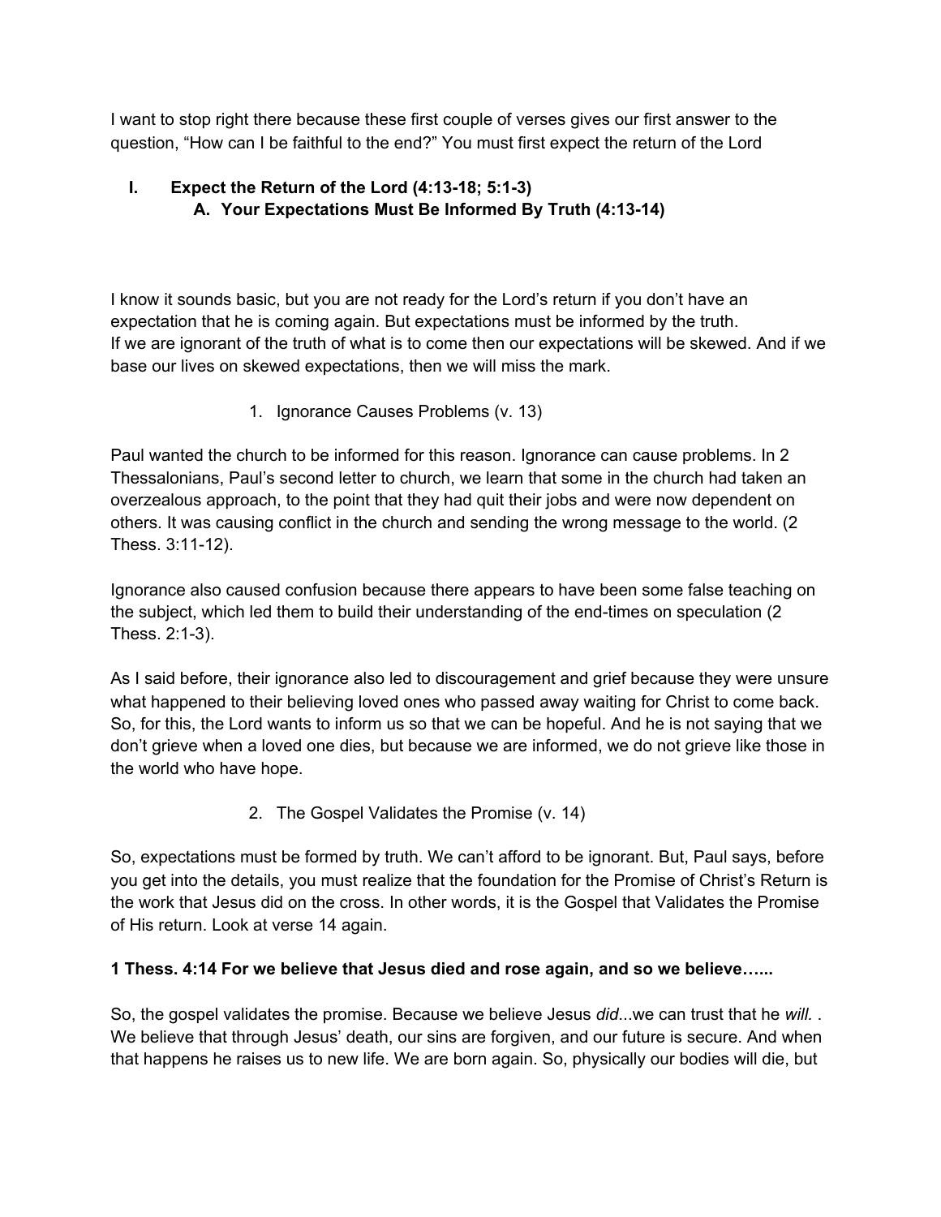I want to stop right there because these first couple of verses gives our first answer to the question, “How can I be faithful to the end?” You must first expect the return of the Lord

## I. Expect the Return of the Lord (4:13-18; 5:1-3)

### A. Your Expectations Must Be Informed By Truth (4:13-14)

I know it sounds basic, but you are not ready for the Lord’s return if you don’t have an expectation that he is coming again. But expectations must be informed by the truth. If we are ignorant of the truth of what is to come then our expectations will be skewed. And if we base our lives on skewed expectations, then we will miss the mark.

1. Ignorance Causes Problems (v. 13)

Paul wanted the church to be informed for this reason. Ignorance can cause problems. In 2 Thessalonians, Paul’s second letter to church, we learn that some in the church had taken an overzealous approach, to the point that they had quit their jobs and were now dependent on others. It was causing conflict in the church and sending the wrong message to the world. (2 Thess. 3:11-12).

Ignorance also caused confusion because there appears to have been some false teaching on the subject, which led them to build their understanding of the end-times on speculation (2 Thess. 2:1-3).

As I said before, their ignorance also led to discouragement and grief because they were unsure what happened to their believing loved ones who passed away waiting for Christ to come back. So, for this, the Lord wants to inform us so that we can be hopeful. And he is not saying that we don’t grieve when a loved one dies, but because we are informed, we do not grieve like those in the world who have hope.

2. The Gospel Validates the Promise (v. 14)

So, expectations must be formed by truth. We can’t afford to be ignorant. But, Paul says, before you get into the details, you must realize that the foundation for the Promise of Christ’s Return is the work that Jesus did on the cross. In other words, it is the Gospel that Validates the Promise of His return. Look at verse 14 again.

**1 Thess. 4:14 For we believe that Jesus died and rose again, and so we believe…...**

So, the gospel validates the promise. Because we believe Jesus *did*...we can trust that he *will.* . We believe that through Jesus’ death, our sins are forgiven, and our future is secure. And when that happens he raises us to new life. We are born again. So, physically our bodies will die, but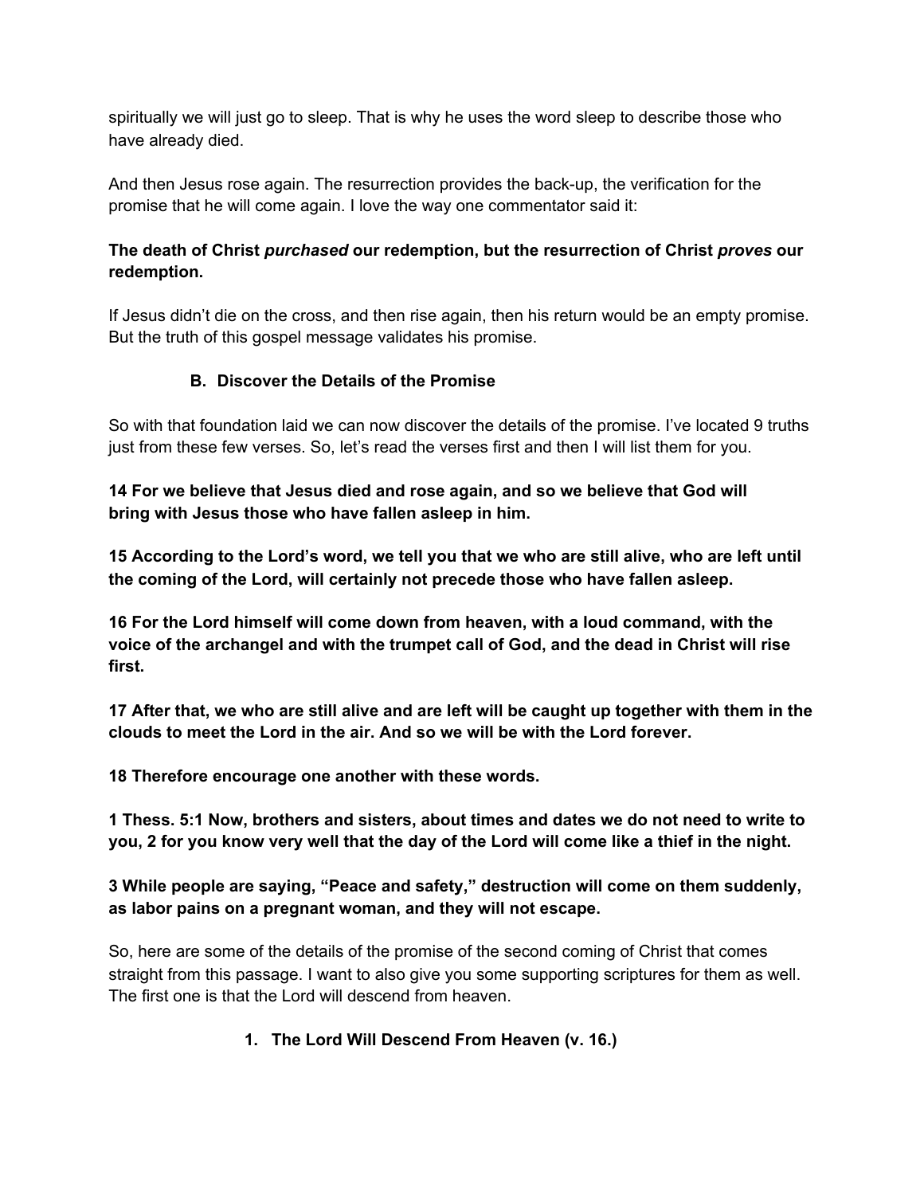spiritually we will just go to sleep. That is why he uses the word sleep to describe those who have already died.

And then Jesus rose again. The resurrection provides the back-up, the verification for the promise that he will come again. I love the way one commentator said it:

**The death of Christ *purchased* our redemption, but the resurrection of Christ *proves* our redemption.**

If Jesus didn't die on the cross, and then rise again, then his return would be an empty promise. But the truth of this gospel message validates his promise.

### B. Discover the Details of the Promise

So with that foundation laid we can now discover the details of the promise. I've located 9 truths just from these few verses. So, let's read the verses first and then I will list them for you.

**14 For we believe that Jesus died and rose again, and so we believe that God will bring with Jesus those who have fallen asleep in him.**

**15 According to the Lord's word, we tell you that we who are still alive, who are left until the coming of the Lord, will certainly not precede those who have fallen asleep.**

**16 For the Lord himself will come down from heaven, with a loud command, with the voice of the archangel and with the trumpet call of God, and the dead in Christ will rise first.**

**17 After that, we who are still alive and are left will be caught up together with them in the clouds to meet the Lord in the air. And so we will be with the Lord forever.**

**18 Therefore encourage one another with these words.**

**1 Thess. 5:1 Now, brothers and sisters, about times and dates we do not need to write to you, 2 for you know very well that the day of the Lord will come like a thief in the night.**

**3 While people are saying, "Peace and safety," destruction will come on them suddenly, as labor pains on a pregnant woman, and they will not escape.**

So, here are some of the details of the promise of the second coming of Christ that comes straight from this passage. I want to also give you some supporting scriptures for them as well. The first one is that the Lord will descend from heaven.

#### 1. The Lord Will Descend From Heaven (v. 16.)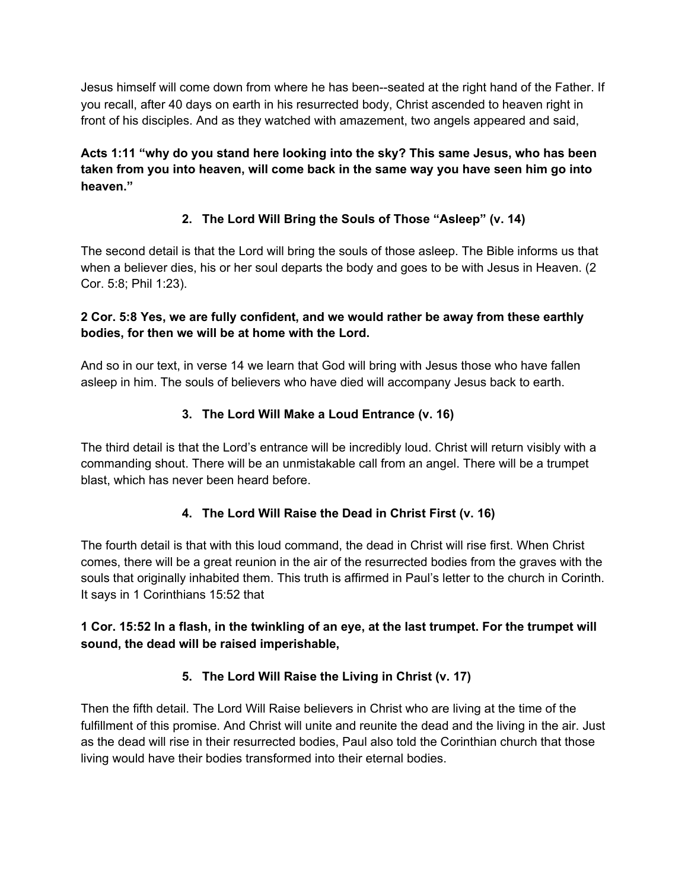Jesus himself will come down from where he has been--seated at the right hand of the Father. If you recall, after 40 days on earth in his resurrected body, Christ ascended to heaven right in front of his disciples. And as they watched with amazement, two angels appeared and said,

**Acts 1:11 "why do you stand here looking into the sky? This same Jesus, who has been taken from you into heaven, will come back in the same way you have seen him go into heaven."**

### 2. The Lord Will Bring the Souls of Those "Asleep" (v. 14)

The second detail is that the Lord will bring the souls of those asleep. The Bible informs us that when a believer dies, his or her soul departs the body and goes to be with Jesus in Heaven. (2 Cor. 5:8; Phil 1:23).

**2 Cor. 5:8 Yes, we are fully confident, and we would rather be away from these earthly bodies, for then we will be at home with the Lord.**

And so in our text, in verse 14 we learn that God will bring with Jesus those who have fallen asleep in him. The souls of believers who have died will accompany Jesus back to earth.

### 3. The Lord Will Make a Loud Entrance (v. 16)

The third detail is that the Lord's entrance will be incredibly loud. Christ will return visibly with a commanding shout. There will be an unmistakable call from an angel. There will be a trumpet blast, which has never been heard before.

### 4. The Lord Will Raise the Dead in Christ First (v. 16)

The fourth detail is that with this loud command, the dead in Christ will rise first. When Christ comes, there will be a great reunion in the air of the resurrected bodies from the graves with the souls that originally inhabited them. This truth is affirmed in Paul's letter to the church in Corinth. It says in 1 Corinthians 15:52 that

**1 Cor. 15:52 In a flash, in the twinkling of an eye, at the last trumpet. For the trumpet will sound, the dead will be raised imperishable,**

### 5. The Lord Will Raise the Living in Christ (v. 17)

Then the fifth detail. The Lord Will Raise believers in Christ who are living at the time of the fulfillment of this promise. And Christ will unite and reunite the dead and the living in the air. Just as the dead will rise in their resurrected bodies, Paul also told the Corinthian church that those living would have their bodies transformed into their eternal bodies.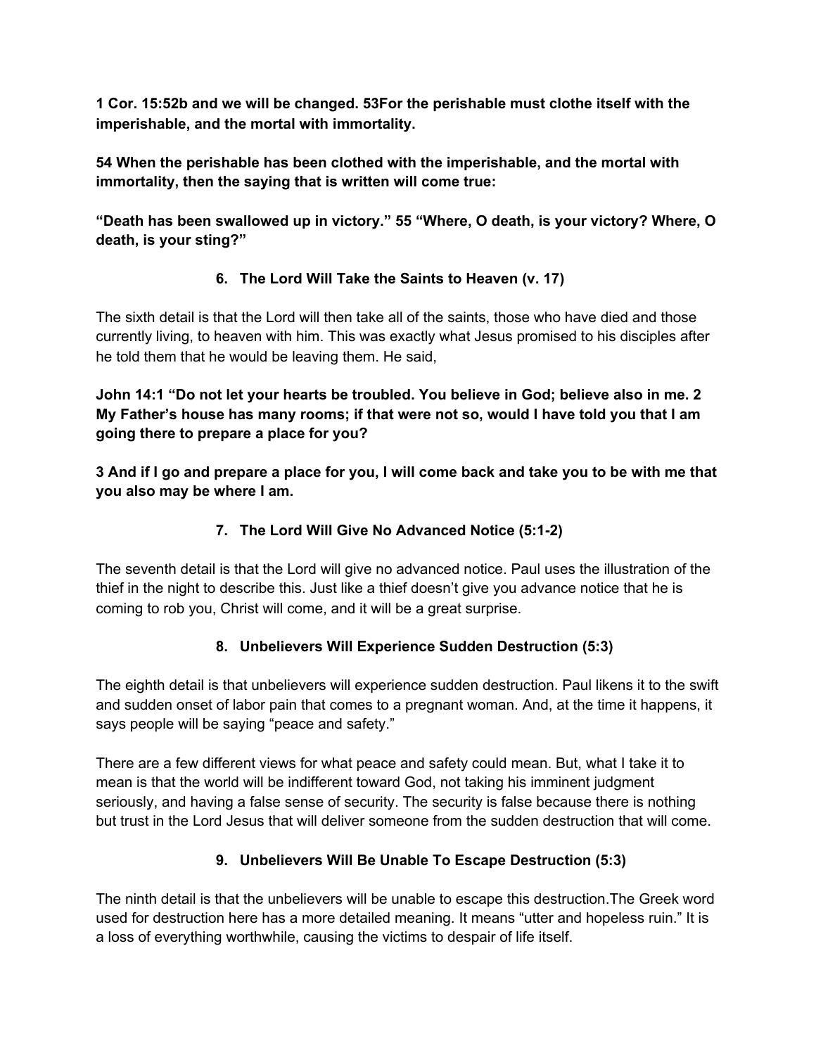**1 Cor. 15:52b and we will be changed. 53For the perishable must clothe itself with the imperishable, and the mortal with immortality.**

**54 When the perishable has been clothed with the imperishable, and the mortal with immortality, then the saying that is written will come true:**

**“Death has been swallowed up in victory.” 55 “Where, O death, is your victory? Where, O death, is your sting?”**

### 6. The Lord Will Take the Saints to Heaven (v. 17)

The sixth detail is that the Lord will then take all of the saints, those who have died and those currently living, to heaven with him. This was exactly what Jesus promised to his disciples after he told them that he would be leaving them. He said,

**John 14:1 “Do not let your hearts be troubled. You believe in God; believe also in me. 2 My Father’s house has many rooms; if that were not so, would I have told you that I am going there to prepare a place for you?**

**3 And if I go and prepare a place for you, I will come back and take you to be with me that you also may be where I am.**

### 7. The Lord Will Give No Advanced Notice (5:1-2)

The seventh detail is that the Lord will give no advanced notice. Paul uses the illustration of the thief in the night to describe this. Just like a thief doesn’t give you advance notice that he is coming to rob you, Christ will come, and it will be a great surprise.

### 8. Unbelievers Will Experience Sudden Destruction (5:3)

The eighth detail is that unbelievers will experience sudden destruction. Paul likens it to the swift and sudden onset of labor pain that comes to a pregnant woman. And, at the time it happens, it says people will be saying “peace and safety.”

There are a few different views for what peace and safety could mean. But, what I take it to mean is that the world will be indifferent toward God, not taking his imminent judgment seriously, and having a false sense of security. The security is false because there is nothing but trust in the Lord Jesus that will deliver someone from the sudden destruction that will come.

### 9. Unbelievers Will Be Unable To Escape Destruction (5:3)

The ninth detail is that the unbelievers will be unable to escape this destruction.The Greek word used for destruction here has a more detailed meaning. It means “utter and hopeless ruin.” It is a loss of everything worthwhile, causing the victims to despair of life itself.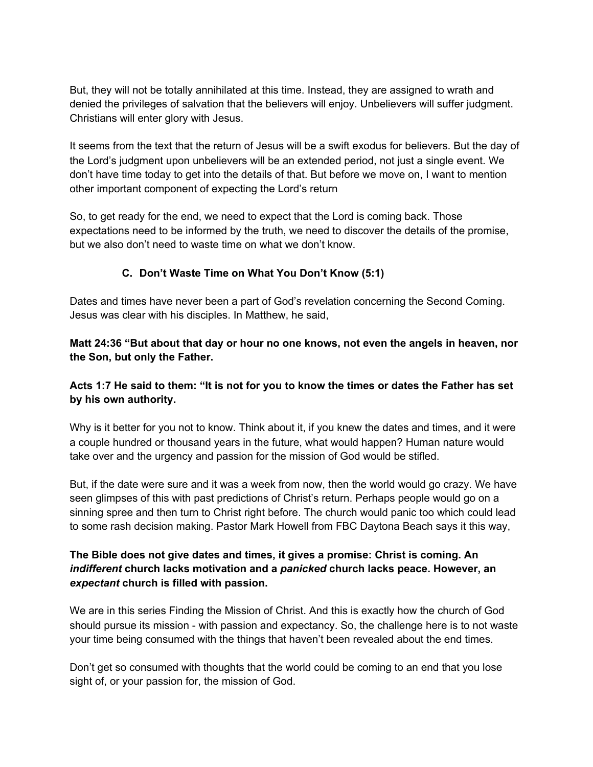But, they will not be totally annihilated at this time. Instead, they are assigned to wrath and denied the privileges of salvation that the believers will enjoy. Unbelievers will suffer judgment. Christians will enter glory with Jesus.

It seems from the text that the return of Jesus will be a swift exodus for believers. But the day of the Lord's judgment upon unbelievers will be an extended period, not just a single event. We don't have time today to get into the details of that. But before we move on, I want to mention other important component of expecting the Lord's return

So, to get ready for the end, we need to expect that the Lord is coming back. Those expectations need to be informed by the truth, we need to discover the details of the promise, but we also don't need to waste time on what we don't know.

### C. Don't Waste Time on What You Don't Know (5:1)

Dates and times have never been a part of God's revelation concerning the Second Coming. Jesus was clear with his disciples. In Matthew, he said,

**Matt 24:36 "But about that day or hour no one knows, not even the angels in heaven, nor the Son, but only the Father.**

**Acts 1:7 He said to them: "It is not for you to know the times or dates the Father has set by his own authority.**

Why is it better for you not to know. Think about it, if you knew the dates and times, and it were a couple hundred or thousand years in the future, what would happen? Human nature would take over and the urgency and passion for the mission of God would be stifled.

But, if the date were sure and it was a week from now, then the world would go crazy. We have seen glimpses of this with past predictions of Christ's return. Perhaps people would go on a sinning spree and then turn to Christ right before. The church would panic too which could lead to some rash decision making. Pastor Mark Howell from FBC Daytona Beach says it this way,

**The Bible does not give dates and times, it gives a promise: Christ is coming. An *indifferent* church lacks motivation and a *panicked* church lacks peace. However, an *expectant* church is filled with passion.**

We are in this series Finding the Mission of Christ. And this is exactly how the church of God should pursue its mission - with passion and expectancy. So, the challenge here is to not waste your time being consumed with the things that haven't been revealed about the end times.

Don't get so consumed with thoughts that the world could be coming to an end that you lose sight of, or your passion for, the mission of God.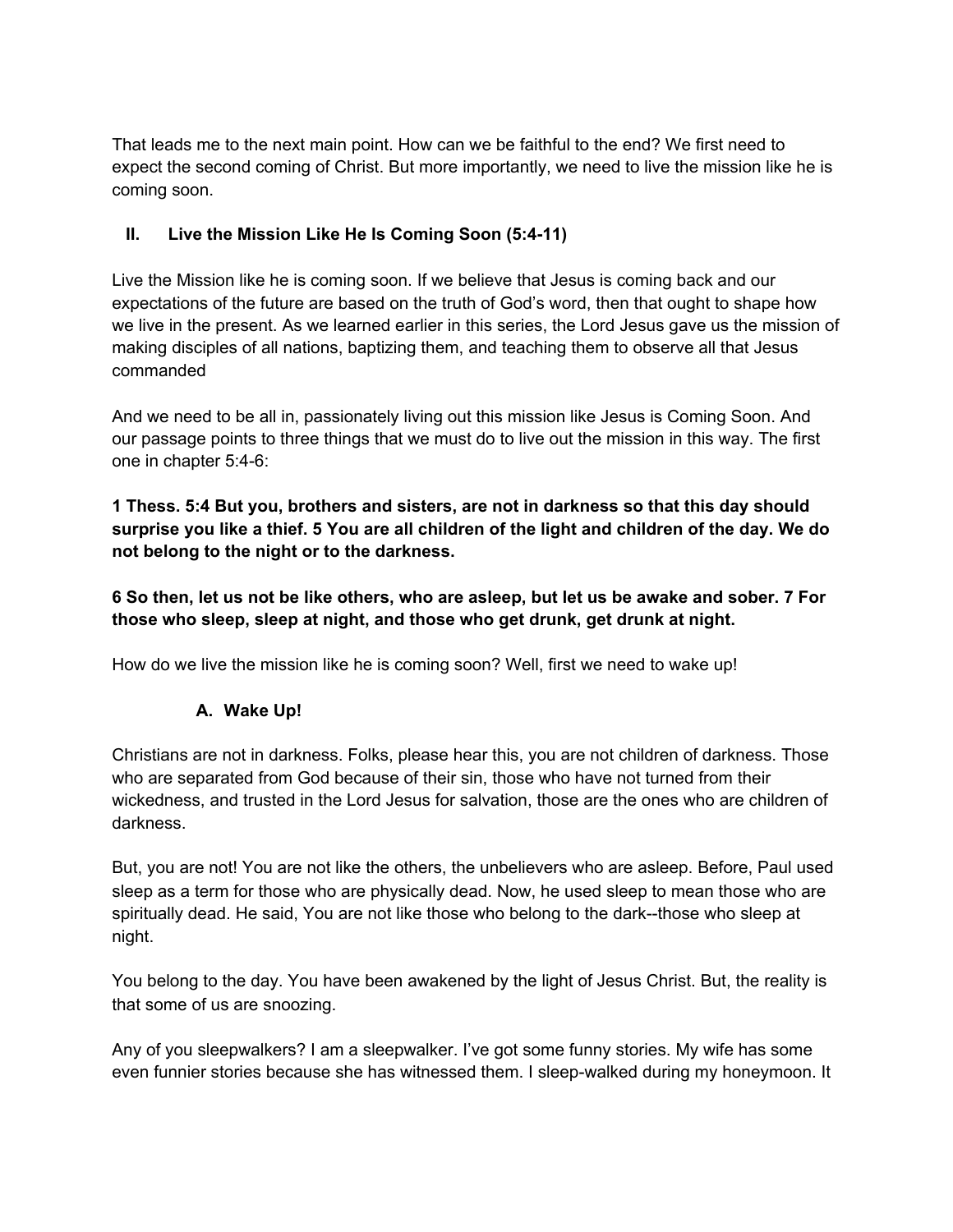That leads me to the next main point. How can we be faithful to the end? We first need to expect the second coming of Christ. But more importantly, we need to live the mission like he is coming soon.

## II. Live the Mission Like He Is Coming Soon (5:4-11)

Live the Mission like he is coming soon. If we believe that Jesus is coming back and our expectations of the future are based on the truth of God's word, then that ought to shape how we live in the present. As we learned earlier in this series, the Lord Jesus gave us the mission of making disciples of all nations, baptizing them, and teaching them to observe all that Jesus commanded

And we need to be all in, passionately living out this mission like Jesus is Coming Soon. And our passage points to three things that we must do to live out the mission in this way. The first one in chapter 5:4-6:

**1 Thess. 5:4 But you, brothers and sisters, are not in darkness so that this day should surprise you like a thief. 5 You are all children of the light and children of the day. We do not belong to the night or to the darkness.**

**6 So then, let us not be like others, who are asleep, but let us be awake and sober. 7 For those who sleep, sleep at night, and those who get drunk, get drunk at night.**

How do we live the mission like he is coming soon? Well, first we need to wake up!

### A. Wake Up!

Christians are not in darkness. Folks, please hear this, you are not children of darkness. Those who are separated from God because of their sin, those who have not turned from their wickedness, and trusted in the Lord Jesus for salvation, those are the ones who are children of darkness.

But, you are not! You are not like the others, the unbelievers who are asleep. Before, Paul used sleep as a term for those who are physically dead. Now, he used sleep to mean those who are spiritually dead. He said, You are not like those who belong to the dark--those who sleep at night.

You belong to the day. You have been awakened by the light of Jesus Christ. But, the reality is that some of us are snoozing.

Any of you sleepwalkers? I am a sleepwalker. I've got some funny stories. My wife has some even funnier stories because she has witnessed them. I sleep-walked during my honeymoon. It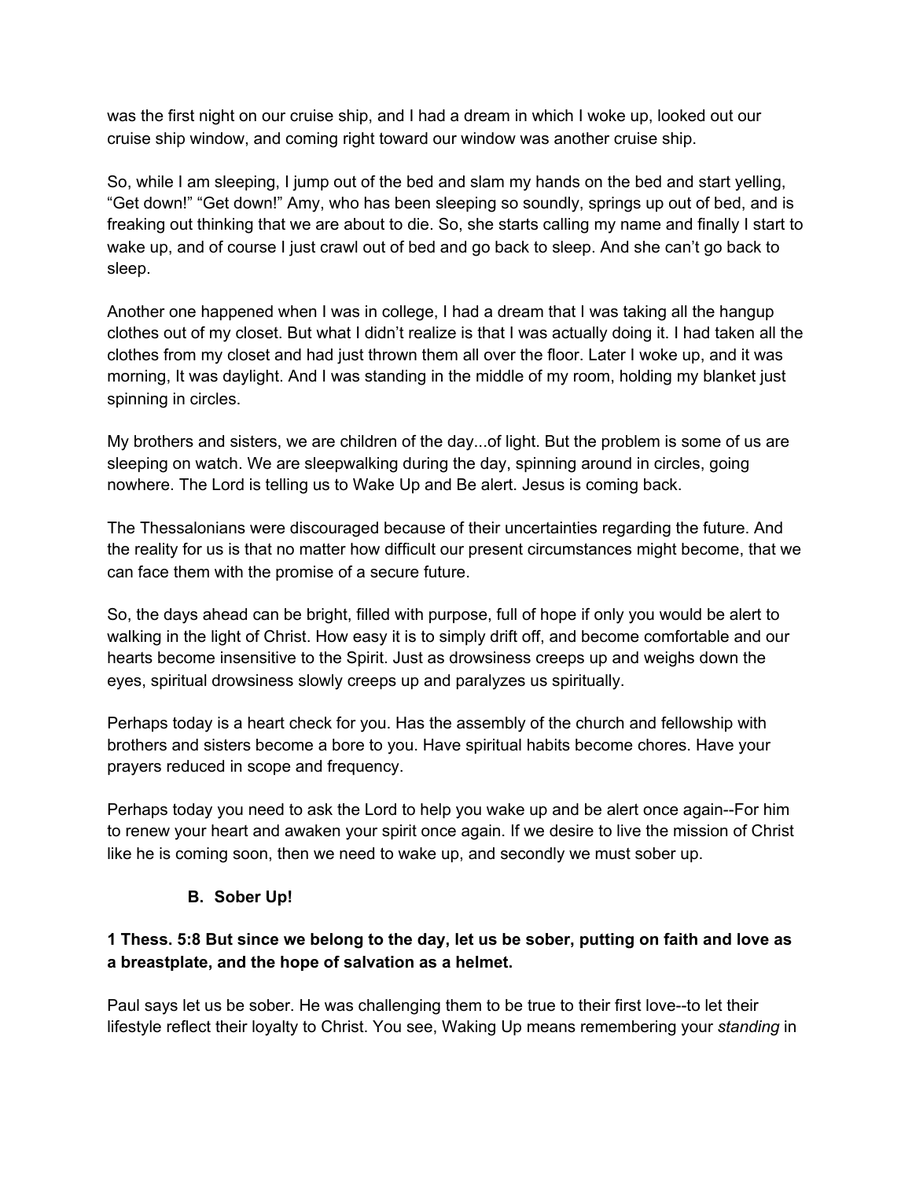was the first night on our cruise ship, and I had a dream in which I woke up, looked out our cruise ship window, and coming right toward our window was another cruise ship.

So, while I am sleeping, I jump out of the bed and slam my hands on the bed and start yelling, "Get down!" "Get down!" Amy, who has been sleeping so soundly, springs up out of bed, and is freaking out thinking that we are about to die. So, she starts calling my name and finally I start to wake up, and of course I just crawl out of bed and go back to sleep. And she can't go back to sleep.

Another one happened when I was in college, I had a dream that I was taking all the hangup clothes out of my closet. But what I didn't realize is that I was actually doing it. I had taken all the clothes from my closet and had just thrown them all over the floor. Later I woke up, and it was morning, It was daylight. And I was standing in the middle of my room, holding my blanket just spinning in circles.

My brothers and sisters, we are children of the day...of light. But the problem is some of us are sleeping on watch. We are sleepwalking during the day, spinning around in circles, going nowhere. The Lord is telling us to Wake Up and Be alert. Jesus is coming back.

The Thessalonians were discouraged because of their uncertainties regarding the future. And the reality for us is that no matter how difficult our present circumstances might become, that we can face them with the promise of a secure future.

So, the days ahead can be bright, filled with purpose, full of hope if only you would be alert to walking in the light of Christ. How easy it is to simply drift off, and become comfortable and our hearts become insensitive to the Spirit. Just as drowsiness creeps up and weighs down the eyes, spiritual drowsiness slowly creeps up and paralyzes us spiritually.

Perhaps today is a heart check for you. Has the assembly of the church and fellowship with brothers and sisters become a bore to you. Have spiritual habits become chores. Have your prayers reduced in scope and frequency.

Perhaps today you need to ask the Lord to help you wake up and be alert once again--For him to renew your heart and awaken your spirit once again. If we desire to live the mission of Christ like he is coming soon, then we need to wake up, and secondly we must sober up.

### B. Sober Up!

**1 Thess. 5:8 But since we belong to the day, let us be sober, putting on faith and love as a breastplate, and the hope of salvation as a helmet.**

Paul says let us be sober. He was challenging them to be true to their first love--to let their lifestyle reflect their loyalty to Christ. You see, Waking Up means remembering your *standing* in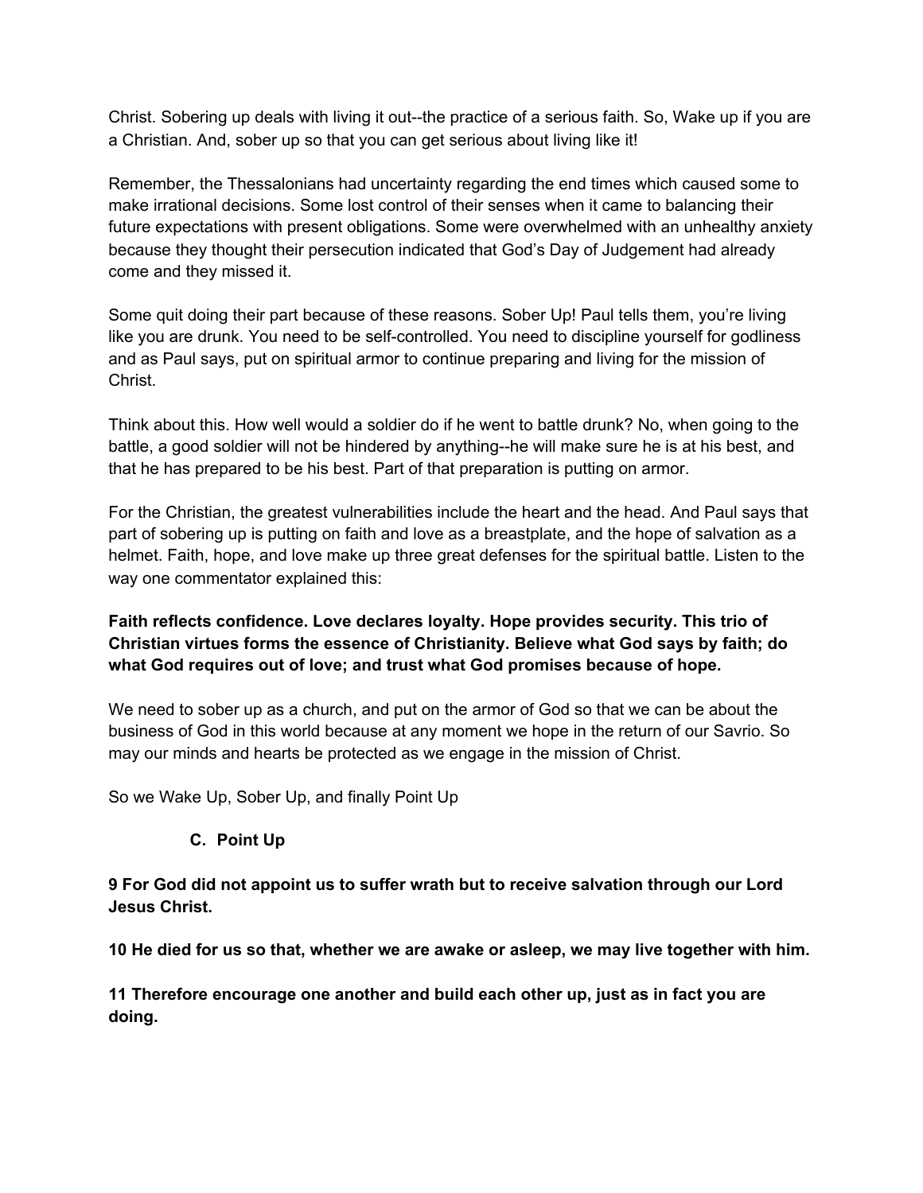Christ. Sobering up deals with living it out--the practice of a serious faith. So, Wake up if you are a Christian. And, sober up so that you can get serious about living like it!

Remember, the Thessalonians had uncertainty regarding the end times which caused some to make irrational decisions. Some lost control of their senses when it came to balancing their future expectations with present obligations. Some were overwhelmed with an unhealthy anxiety because they thought their persecution indicated that God's Day of Judgement had already come and they missed it.

Some quit doing their part because of these reasons. Sober Up! Paul tells them, you're living like you are drunk. You need to be self-controlled. You need to discipline yourself for godliness and as Paul says, put on spiritual armor to continue preparing and living for the mission of Christ.

Think about this. How well would a soldier do if he went to battle drunk? No, when going to the battle, a good soldier will not be hindered by anything--he will make sure he is at his best, and that he has prepared to be his best. Part of that preparation is putting on armor.

For the Christian, the greatest vulnerabilities include the heart and the head. And Paul says that part of sobering up is putting on faith and love as a breastplate, and the hope of salvation as a helmet. Faith, hope, and love make up three great defenses for the spiritual battle. Listen to the way one commentator explained this:

**Faith reflects confidence. Love declares loyalty. Hope provides security. This trio of Christian virtues forms the essence of Christianity. Believe what God says by faith; do what God requires out of love; and trust what God promises because of hope.**

We need to sober up as a church, and put on the armor of God so that we can be about the business of God in this world because at any moment we hope in the return of our Savrio. So may our minds and hearts be protected as we engage in the mission of Christ.

So we Wake Up, Sober Up, and finally Point Up

### C. Point Up

**9 For God did not appoint us to suffer wrath but to receive salvation through our Lord Jesus Christ.**

**10 He died for us so that, whether we are awake or asleep, we may live together with him.**

**11 Therefore encourage one another and build each other up, just as in fact you are doing.**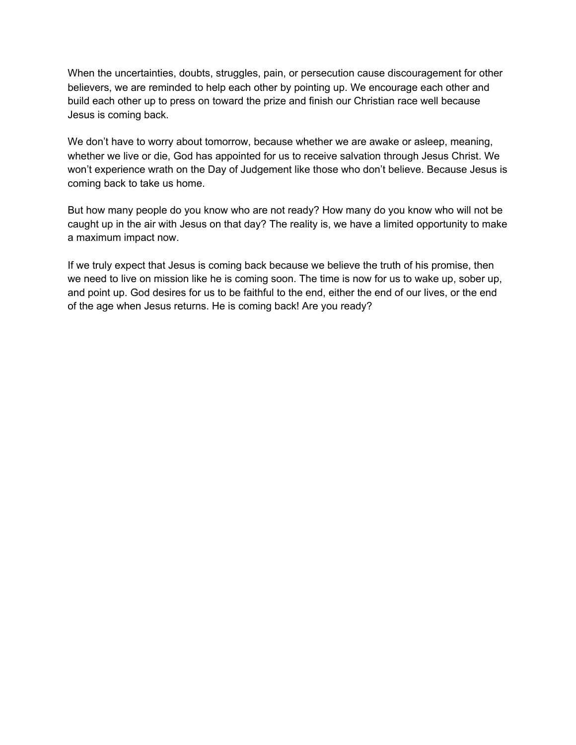When the uncertainties, doubts, struggles, pain, or persecution cause discouragement for other believers, we are reminded to help each other by pointing up. We encourage each other and build each other up to press on toward the prize and finish our Christian race well because Jesus is coming back.

We don't have to worry about tomorrow, because whether we are awake or asleep, meaning, whether we live or die, God has appointed for us to receive salvation through Jesus Christ. We won't experience wrath on the Day of Judgement like those who don't believe. Because Jesus is coming back to take us home.

But how many people do you know who are not ready? How many do you know who will not be caught up in the air with Jesus on that day? The reality is, we have a limited opportunity to make a maximum impact now.

If we truly expect that Jesus is coming back because we believe the truth of his promise, then we need to live on mission like he is coming soon. The time is now for us to wake up, sober up, and point up. God desires for us to be faithful to the end, either the end of our lives, or the end of the age when Jesus returns. He is coming back! Are you ready?